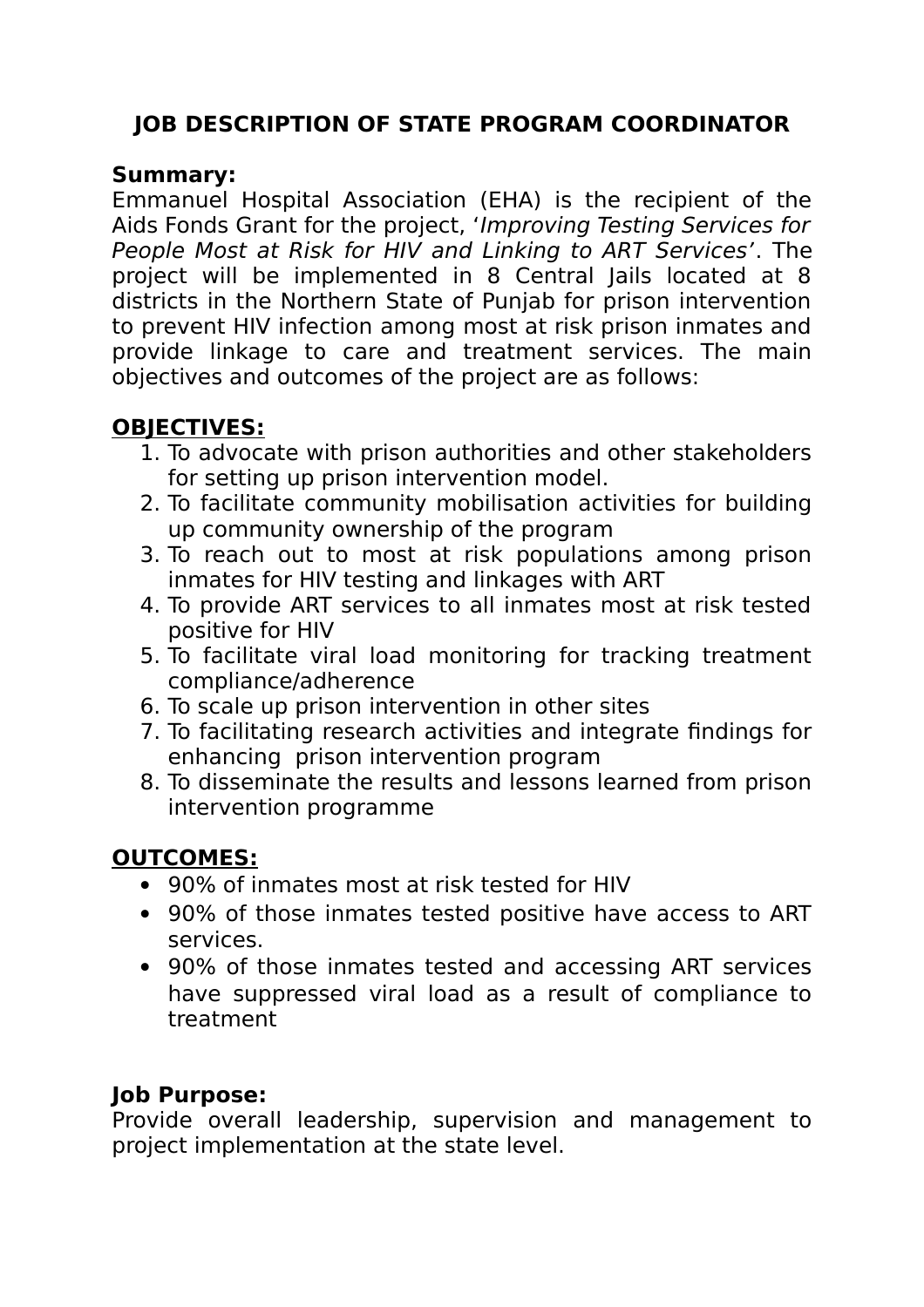# JOB DESCRIPTION OF STATE PROGRAM COORDINATOR

**Summary:**

Emmanuel Hospital Association (EHA) is the recipient of the Aids Fonds Grant for the project, '*Improving Testing Services for People Most at Risk for HIV and Linking to ART Services*'. The project will be implemented in 8 Central Jails located at 8 districts in the Northern State of Punjab for prison intervention to prevent HIV infection among most at risk prison inmates and provide linkage to care and treatment services. The main objectives and outcomes of the project are as follows:

**OBJECTIVES:**

1. To advocate with prison authorities and other stakeholders for setting up prison intervention model.
2. To facilitate community mobilisation activities for building up community ownership of the program
3. To reach out to most at risk populations among prison inmates for HIV testing and linkages with ART
4. To provide ART services to all inmates most at risk tested positive for HIV
5. To facilitate viral load monitoring for tracking treatment compliance/adherence
6. To scale up prison intervention in other sites
7. To facilitating research activities and integrate findings for enhancing prison intervention program
8. To disseminate the results and lessons learned from prison intervention programme

**OUTCOMES:**

- 90% of inmates most at risk tested for HIV
- 90% of those inmates tested positive have access to ART services.
- 90% of those inmates tested and accessing ART services have suppressed viral load as a result of compliance to treatment

**Job Purpose:**

Provide overall leadership, supervision and management to project implementation at the state level.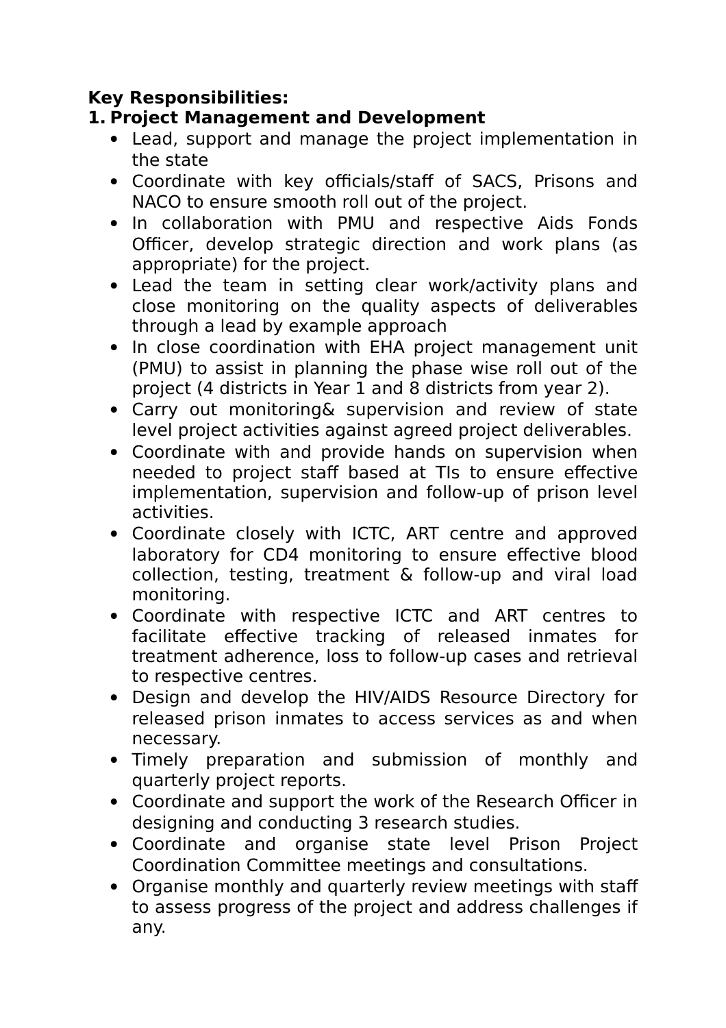**Key Responsibilities:**

1. **Project Management and Development**
   - Lead, support and manage the project implementation in the state
   - Coordinate with key officials/staff of SACS, Prisons and NACO to ensure smooth roll out of the project.
   - In collaboration with PMU and respective Aids Fonds Officer, develop strategic direction and work plans (as appropriate) for the project.
   - Lead the team in setting clear work/activity plans and close monitoring on the quality aspects of deliverables through a lead by example approach
   - In close coordination with EHA project management unit (PMU) to assist in planning the phase wise roll out of the project (4 districts in Year 1 and 8 districts from year 2).
   - Carry out monitoring& supervision and review of state level project activities against agreed project deliverables.
   - Coordinate with and provide hands on supervision when needed to project staff based at TIs to ensure effective implementation, supervision and follow-up of prison level activities.
   - Coordinate closely with ICTC, ART centre and approved laboratory for CD4 monitoring to ensure effective blood collection, testing, treatment & follow-up and viral load monitoring.
   - Coordinate with respective ICTC and ART centres to facilitate effective tracking of released inmates for treatment adherence, loss to follow-up cases and retrieval to respective centres.
   - Design and develop the HIV/AIDS Resource Directory for released prison inmates to access services as and when necessary.
   - Timely preparation and submission of monthly and quarterly project reports.
   - Coordinate and support the work of the Research Officer in designing and conducting 3 research studies.
   - Coordinate and organise state level Prison Project Coordination Committee meetings and consultations.
   - Organise monthly and quarterly review meetings with staff to assess progress of the project and address challenges if any.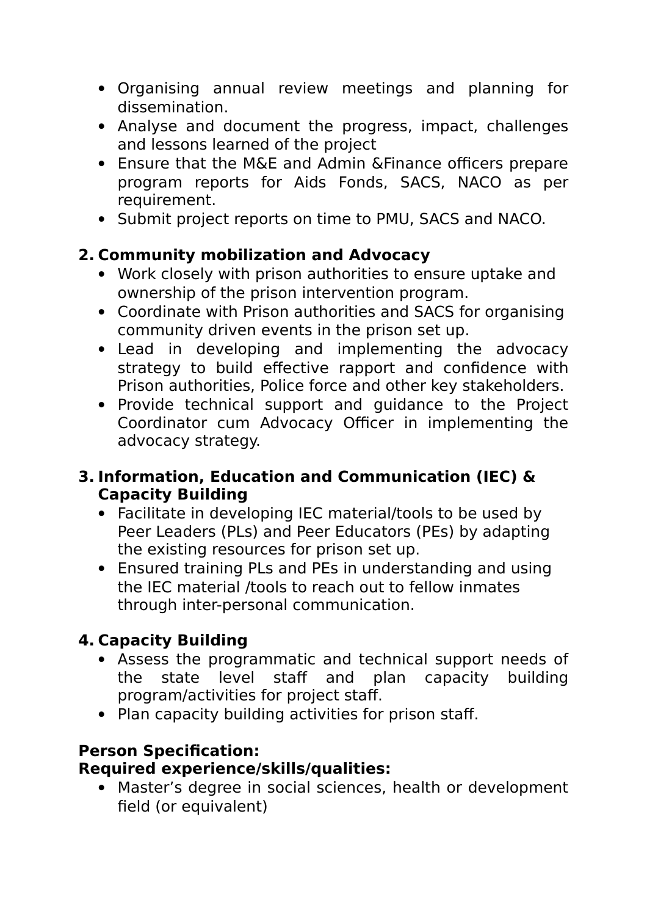- Organising annual review meetings and planning for dissemination.
- Analyse and document the progress, impact, challenges and lessons learned of the project
- Ensure that the M&E and Admin &Finance officers prepare program reports for Aids Fonds, SACS, NACO as per requirement.
- Submit project reports on time to PMU, SACS and NACO.

2. **Community mobilization and Advocacy**
    - Work closely with prison authorities to ensure uptake and ownership of the prison intervention program.
    - Coordinate with Prison authorities and SACS for organising community driven events in the prison set up.
    - Lead in developing and implementing the advocacy strategy to build effective rapport and confidence with Prison authorities, Police force and other key stakeholders.
    - Provide technical support and guidance to the Project Coordinator cum Advocacy Officer in implementing the advocacy strategy.

3. **Information, Education and Communication (IEC) & Capacity Building**
    - Facilitate in developing IEC material/tools to be used by Peer Leaders (PLs) and Peer Educators (PEs) by adapting the existing resources for prison set up.
    - Ensured training PLs and PEs in understanding and using the IEC material /tools to reach out to fellow inmates through inter-personal communication.

4. **Capacity Building**
    - Assess the programmatic and technical support needs of the state level staff and plan capacity building program/activities for project staff.
    - Plan capacity building activities for prison staff.

**Person Specification:**
**Required experience/skills/qualities:**

- Master's degree in social sciences, health or development field (or equivalent)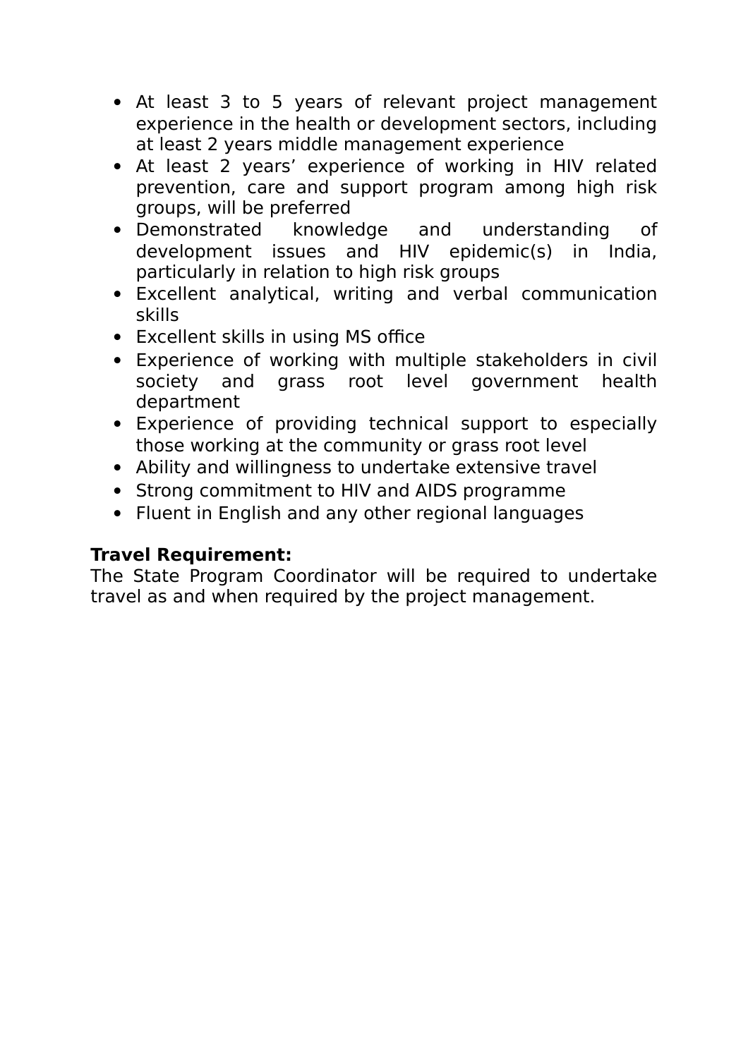- At least 3 to 5 years of relevant project management experience in the health or development sectors, including at least 2 years middle management experience
- At least 2 years' experience of working in HIV related prevention, care and support program among high risk groups, will be preferred
- Demonstrated knowledge and understanding of development issues and HIV epidemic(s) in India, particularly in relation to high risk groups
- Excellent analytical, writing and verbal communication skills
- Excellent skills in using MS office
- Experience of working with multiple stakeholders in civil society and grass root level government health department
- Experience of providing technical support to especially those working at the community or grass root level
- Ability and willingness to undertake extensive travel
- Strong commitment to HIV and AIDS programme
- Fluent in English and any other regional languages

**Travel Requirement:**

The State Program Coordinator will be required to undertake travel as and when required by the project management.